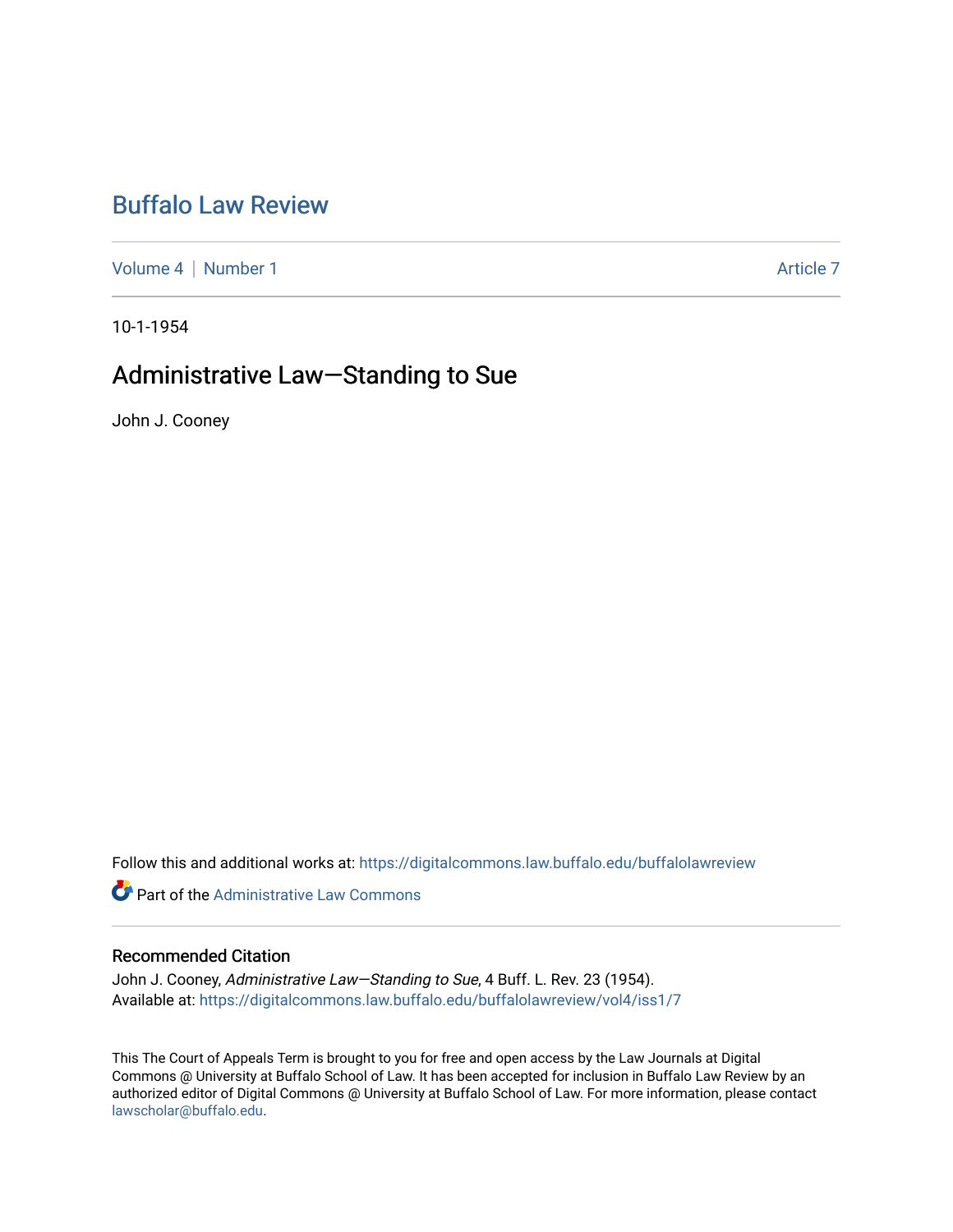# Buffalo Law Review

Volume 4 | Number 1 Article 7

10-1-1954

## Administrative Law—Standing to Sue

John J. Cooney

Follow this and additional works at: https://digitalcommons.law.buffalo.edu/buffalolawreview

Part of the Administrative Law Commons

### Recommended Citation

John J. Cooney, *Administrative Law—Standing to Sue*, 4 Buff. L. Rev. 23 (1954).
Available at: https://digitalcommons.law.buffalo.edu/buffalolawreview/vol4/iss1/7

This The Court of Appeals Term is brought to you for free and open access by the Law Journals at Digital Commons @ University at Buffalo School of Law. It has been accepted for inclusion in Buffalo Law Review by an authorized editor of Digital Commons @ University at Buffalo School of Law. For more information, please contact lawscholar@buffalo.edu.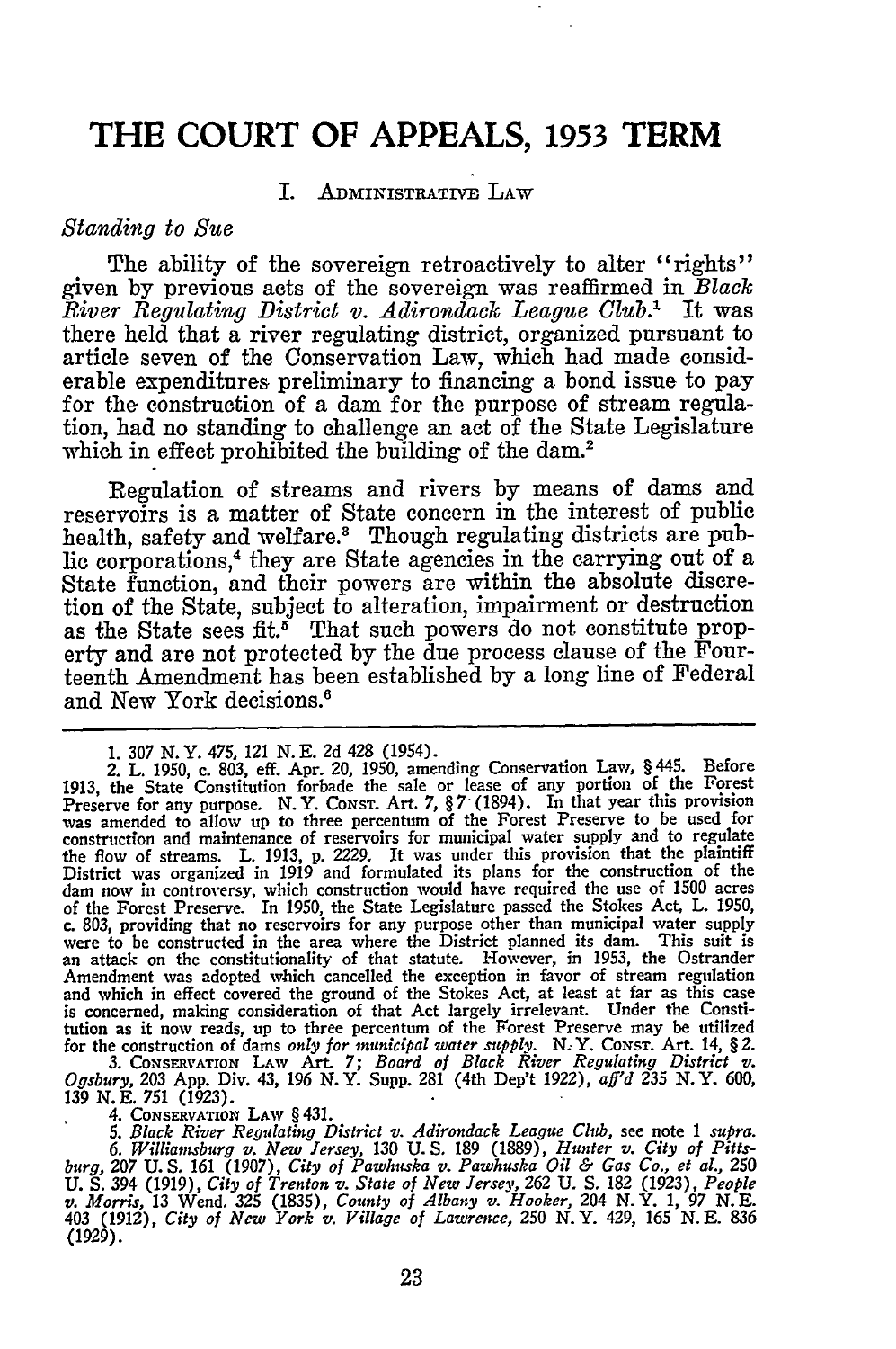# THE COURT OF APPEALS, 1953 TERM

## I. Administrative Law

### *Standing to Sue*

The ability of the sovereign retroactively to alter "rights" given by previous acts of the sovereign was reaffirmed in *Black River Regulating District v. Adirondack League Club*.[1] It was there held that a river regulating district, organized pursuant to article seven of the Conservation Law, which had made considerable expenditures preliminary to financing a bond issue to pay for the construction of a dam for the purpose of stream regulation, had no standing to challenge an act of the State Legislature which in effect prohibited the building of the dam.[2]

Regulation of streams and rivers by means of dams and reservoirs is a matter of State concern in the interest of public health, safety and welfare.[3] Though regulating districts are public corporations,[4] they are State agencies in the carrying out of a State function, and their powers are within the absolute discretion of the State, subject to alteration, impairment or destruction as the State sees fit.[5] That such powers do not constitute property and are not protected by the due process clause of the Fourteenth Amendment has been established by a long line of Federal and New York decisions.[6]

---

1. 307 N.Y. 475, 121 N.E. 2d 428 (1954).

2. L. 1950, c. 803, eff. Apr. 20, 1950, amending Conservation Law, § 445. Before 1913, the State Constitution forbade the sale or lease of any portion of the Forest Preserve for any purpose. N.Y. CONST. Art. 7, § 7 (1894). In that year this provision was amended to allow up to three percentum of the Forest Preserve to be used for construction and maintenance of reservoirs for municipal water supply and to regulate the flow of streams. L. 1913, p. 2229. It was under this provision that the plaintiff District was organized in 1919 and formulated its plans for the construction of the dam now in controversy, which construction would have required the use of 1500 acres of the Forest Preserve. In 1950, the State Legislature passed the Stokes Act, L. 1950, c. 803, providing that no reservoirs for any purpose other than municipal water supply were to be constructed in the area where the District planned its dam. This suit is an attack on the constitutionality of that statute. However, in 1953, the Ostrander Amendment was adopted which cancelled the exception in favor of stream regulation and which in effect covered the ground of the Stokes Act, at least at far as this case is concerned, making consideration of that Act largely irrelevant. Under the Constitution as it now reads, up to three percentum of the Forest Preserve may be utilized for the construction of dams *only for municipal water supply*. N.Y. CONST. Art. 14, § 2.

3. CONSERVATION LAW Art. 7; *Board of Black River Regulating District v. Ogsbury*, 203 App. Div. 43, 196 N.Y. Supp. 281 (4th Dep't 1922), *aff'd* 235 N.Y. 600, 139 N.E. 751 (1923).

4. CONSERVATION LAW § 431.

5. *Black River Regulating District v. Adirondack League Club*, see note 1 *supra*.

6. *Williamsburg v. New Jersey*, 130 U.S. 189 (1889), *Hunter v. City of Pittsburg*, 207 U.S. 161 (1907), *City of Pawhuska v. Pawhuska Oil & Gas Co., et al.*, 250 U.S. 394 (1919), *City of Trenton v. State of New Jersey*, 262 U.S. 182 (1923), *People v. Morris*, 13 Wend. 325 (1835), *County of Albany v. Hooker*, 204 N.Y. 1, 97 N.E. 403 (1912), *City of New York v. Village of Lawrence*, 250 N.Y. 429, 165 N.E. 836 (1929).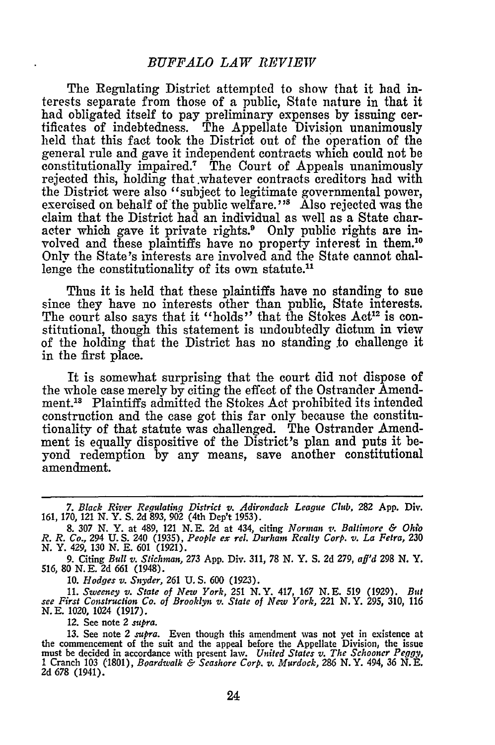The Regulating District attempted to show that it had interests separate from those of a public, State nature in that it had obligated itself to pay preliminary expenses by issuing certificates of indebtedness. The Appellate Division unanimously held that this fact took the District out of the operation of the general rule and gave it independent contracts which could not be constitutionally impaired.[7] The Court of Appeals unanimously rejected this, holding that whatever contracts creditors had with the District were also "subject to legitimate governmental power, exercised on behalf of the public welfare."[8] Also rejected was the claim that the District had an individual as well as a State character which gave it private rights.[9] Only public rights are involved and these plaintiffs have no property interest in them.[10] Only the State's interests are involved and the State cannot challenge the constitutionality of its own statute.[11]

Thus it is held that these plaintiffs have no standing to sue since they have no interests other than public, State interests. The court also says that it "holds" that the Stokes Act[12] is constitutional, though this statement is undoubtedly dictum in view of the holding that the District has no standing to challenge it in the first place.

It is somewhat surprising that the court did not dispose of the whole case merely by citing the effect of the Ostrander Amendment.[13] Plaintiffs admitted the Stokes Act prohibited its intended construction and the case got this far only because the constitutionality of that statute was challenged. The Ostrander Amendment is equally dispositive of the District's plan and puts it beyond redemption by any means, save another constitutional amendment.

---

7. *Black River Regulating District v. Adirondack League Club*, 282 App. Div. 161, 170, 121 N. Y. S. 2d 893, 902 (4th Dep't 1953).

8. 307 N. Y. at 489, 121 N.E. 2d at 434, citing *Norman v. Baltimore & Ohio R. R. Co.*, 294 U. S. 240 (1935), *People ex rel. Durham Realty Corp. v. La Fetra*, 230 N. Y. 429, 130 N. E. 601 (1921).

9. Citing *Bull v. Stichman*, 273 App. Div. 311, 78 N. Y. S. 2d 279, *aff'd* 298 N. Y. 516, 80 N. E. 2d 661 (1948).

10. *Hodges v. Snyder*, 261 U. S. 600 (1923).

11. *Sweeney v. State of New York*, 251 N.Y. 417, 167 N.E. 519 (1929). *But see First Construction Co. of Brooklyn v. State of New York*, 221 N.Y. 295, 310, 116 N.E. 1020, 1024 (1917).

12. See note 2 *supra*.

13. See note 2 *supra*. Even though this amendment was not yet in existence at the commencement of the suit and the appeal before the Appellate Division, the issue must be decided in accordance with present law. *United States v. The Schooner Peggy*, 1 Cranch 103 (1801), *Boardwalk & Seashore Corp. v. Murdock*, 286 N.Y. 494, 36 N.E. 2d 678 (1941).